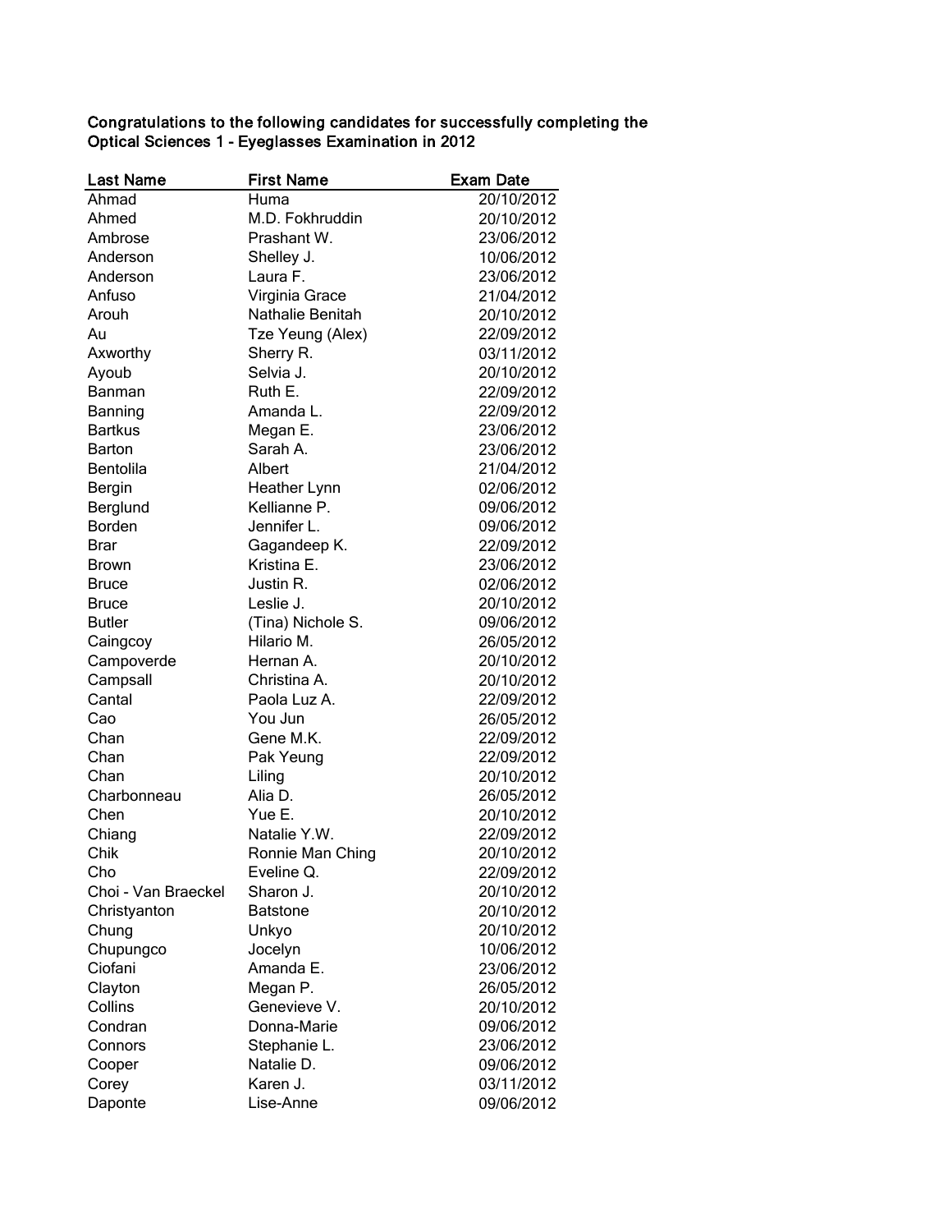**Congratulations to the following candidates for successfully completing the Optical Sciences 1 - Eyeglasses Examination in 2012**

| Last Name | First Name | Exam Date |
|---|---|---|
| Ahmad | Huma | 20/10/2012 |
| Ahmed | M.D. Fokhruddin | 20/10/2012 |
| Ambrose | Prashant W. | 23/06/2012 |
| Anderson | Shelley J. | 10/06/2012 |
| Anderson | Laura F. | 23/06/2012 |
| Anfuso | Virginia Grace | 21/04/2012 |
| Arouh | Nathalie Benitah | 20/10/2012 |
| Au | Tze Yeung (Alex) | 22/09/2012 |
| Axworthy | Sherry R. | 03/11/2012 |
| Ayoub | Selvia J. | 20/10/2012 |
| Banman | Ruth E. | 22/09/2012 |
| Banning | Amanda L. | 22/09/2012 |
| Bartkus | Megan E. | 23/06/2012 |
| Barton | Sarah A. | 23/06/2012 |
| Bentolila | Albert | 21/04/2012 |
| Bergin | Heather Lynn | 02/06/2012 |
| Berglund | Kellianne P. | 09/06/2012 |
| Borden | Jennifer L. | 09/06/2012 |
| Brar | Gagandeep K. | 22/09/2012 |
| Brown | Kristina E. | 23/06/2012 |
| Bruce | Justin R. | 02/06/2012 |
| Bruce | Leslie J. | 20/10/2012 |
| Butler | (Tina) Nichole S. | 09/06/2012 |
| Caingcoy | Hilario M. | 26/05/2012 |
| Campoverde | Hernan A. | 20/10/2012 |
| Campsall | Christina A. | 20/10/2012 |
| Cantal | Paola Luz A. | 22/09/2012 |
| Cao | You Jun | 26/05/2012 |
| Chan | Gene M.K. | 22/09/2012 |
| Chan | Pak Yeung | 22/09/2012 |
| Chan | Liling | 20/10/2012 |
| Charbonneau | Alia D. | 26/05/2012 |
| Chen | Yue E. | 20/10/2012 |
| Chiang | Natalie Y.W. | 22/09/2012 |
| Chik | Ronnie Man Ching | 20/10/2012 |
| Cho | Eveline Q. | 22/09/2012 |
| Choi - Van Braeckel | Sharon J. | 20/10/2012 |
| Christyanton | Batstone | 20/10/2012 |
| Chung | Unkyo | 20/10/2012 |
| Chupungco | Jocelyn | 10/06/2012 |
| Ciofani | Amanda E. | 23/06/2012 |
| Clayton | Megan P. | 26/05/2012 |
| Collins | Genevieve V. | 20/10/2012 |
| Condran | Donna-Marie | 09/06/2012 |
| Connors | Stephanie L. | 23/06/2012 |
| Cooper | Natalie D. | 09/06/2012 |
| Corey | Karen J. | 03/11/2012 |
| Daponte | Lise-Anne | 09/06/2012 |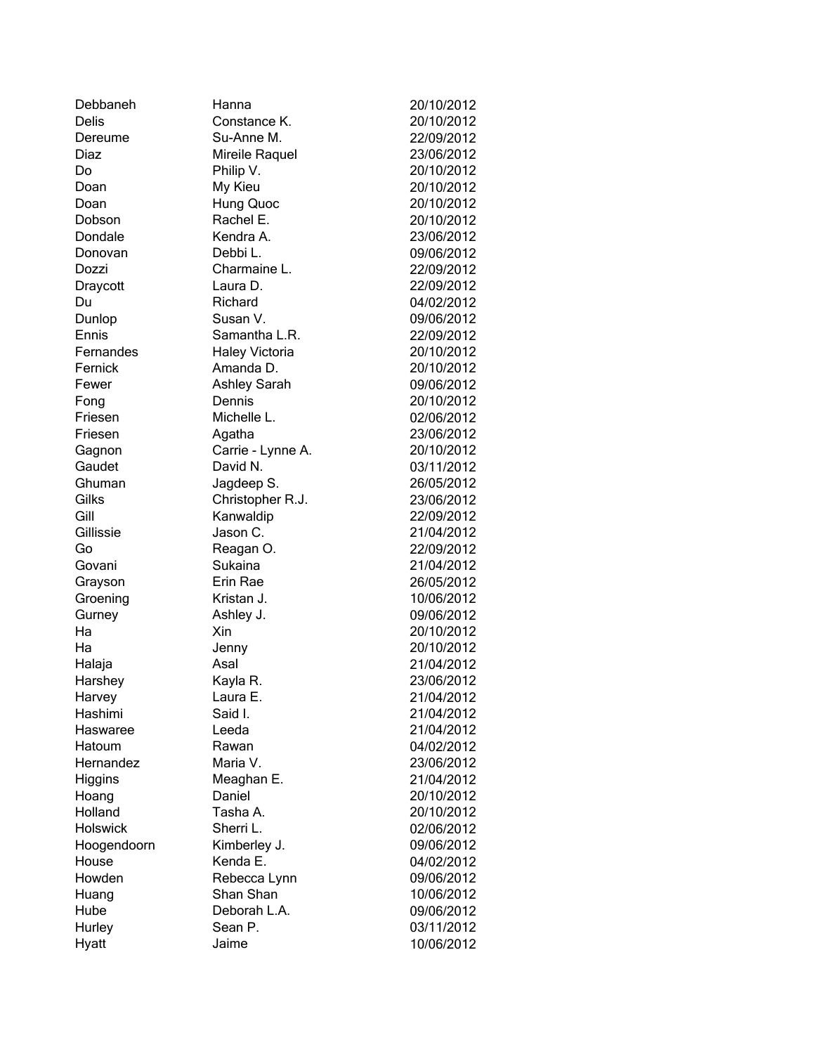| | | |
|---|---|---|
| Debbaneh | Hanna | 20/10/2012 |
| Delis | Constance K. | 20/10/2012 |
| Dereume | Su-Anne M. | 22/09/2012 |
| Diaz | Mireile Raquel | 23/06/2012 |
| Do | Philip V. | 20/10/2012 |
| Doan | My Kieu | 20/10/2012 |
| Doan | Hung Quoc | 20/10/2012 |
| Dobson | Rachel E. | 20/10/2012 |
| Dondale | Kendra A. | 23/06/2012 |
| Donovan | Debbi L. | 09/06/2012 |
| Dozzi | Charmaine L. | 22/09/2012 |
| Draycott | Laura D. | 22/09/2012 |
| Du | Richard | 04/02/2012 |
| Dunlop | Susan V. | 09/06/2012 |
| Ennis | Samantha L.R. | 22/09/2012 |
| Fernandes | Haley Victoria | 20/10/2012 |
| Fernick | Amanda D. | 20/10/2012 |
| Fewer | Ashley Sarah | 09/06/2012 |
| Fong | Dennis | 20/10/2012 |
| Friesen | Michelle L. | 02/06/2012 |
| Friesen | Agatha | 23/06/2012 |
| Gagnon | Carrie - Lynne A. | 20/10/2012 |
| Gaudet | David N. | 03/11/2012 |
| Ghuman | Jagdeep S. | 26/05/2012 |
| Gilks | Christopher R.J. | 23/06/2012 |
| Gill | Kanwaldip | 22/09/2012 |
| Gillissie | Jason C. | 21/04/2012 |
| Go | Reagan O. | 22/09/2012 |
| Govani | Sukaina | 21/04/2012 |
| Grayson | Erin Rae | 26/05/2012 |
| Groening | Kristan J. | 10/06/2012 |
| Gurney | Ashley J. | 09/06/2012 |
| Ha | Xin | 20/10/2012 |
| Ha | Jenny | 20/10/2012 |
| Halaja | Asal | 21/04/2012 |
| Harshey | Kayla R. | 23/06/2012 |
| Harvey | Laura E. | 21/04/2012 |
| Hashimi | Said I. | 21/04/2012 |
| Haswaree | Leeda | 21/04/2012 |
| Hatoum | Rawan | 04/02/2012 |
| Hernandez | Maria V. | 23/06/2012 |
| Higgins | Meaghan E. | 21/04/2012 |
| Hoang | Daniel | 20/10/2012 |
| Holland | Tasha A. | 20/10/2012 |
| Holswick | Sherri L. | 02/06/2012 |
| Hoogendoorn | Kimberley J. | 09/06/2012 |
| House | Kenda E. | 04/02/2012 |
| Howden | Rebecca Lynn | 09/06/2012 |
| Huang | Shan Shan | 10/06/2012 |
| Hube | Deborah L.A. | 09/06/2012 |
| Hurley | Sean P. | 03/11/2012 |
| Hyatt | Jaime | 10/06/2012 |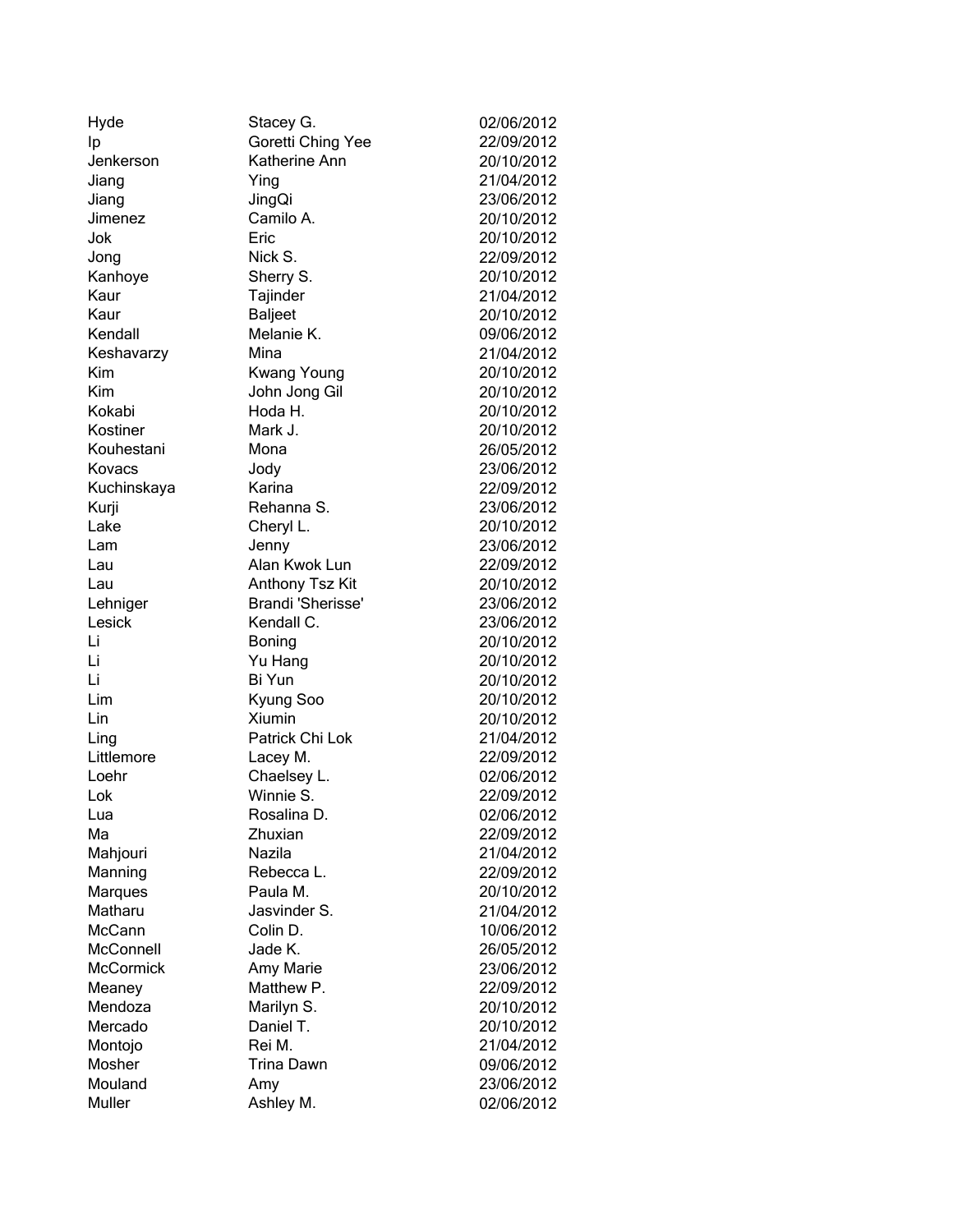| | | |
|---|---|---|
| Hyde | Stacey G. | 02/06/2012 |
| Ip | Goretti Ching Yee | 22/09/2012 |
| Jenkerson | Katherine Ann | 20/10/2012 |
| Jiang | Ying | 21/04/2012 |
| Jiang | JingQi | 23/06/2012 |
| Jimenez | Camilo A. | 20/10/2012 |
| Jok | Eric | 20/10/2012 |
| Jong | Nick S. | 22/09/2012 |
| Kanhoye | Sherry S. | 20/10/2012 |
| Kaur | Tajinder | 21/04/2012 |
| Kaur | Baljeet | 20/10/2012 |
| Kendall | Melanie K. | 09/06/2012 |
| Keshavarzy | Mina | 21/04/2012 |
| Kim | Kwang Young | 20/10/2012 |
| Kim | John Jong Gil | 20/10/2012 |
| Kokabi | Hoda H. | 20/10/2012 |
| Kostiner | Mark J. | 20/10/2012 |
| Kouhestani | Mona | 26/05/2012 |
| Kovacs | Jody | 23/06/2012 |
| Kuchinskaya | Karina | 22/09/2012 |
| Kurji | Rehanna S. | 23/06/2012 |
| Lake | Cheryl L. | 20/10/2012 |
| Lam | Jenny | 23/06/2012 |
| Lau | Alan Kwok Lun | 22/09/2012 |
| Lau | Anthony Tsz Kit | 20/10/2012 |
| Lehniger | Brandi 'Sherisse' | 23/06/2012 |
| Lesick | Kendall C. | 23/06/2012 |
| Li | Boning | 20/10/2012 |
| Li | Yu Hang | 20/10/2012 |
| Li | Bi Yun | 20/10/2012 |
| Lim | Kyung Soo | 20/10/2012 |
| Lin | Xiumin | 20/10/2012 |
| Ling | Patrick Chi Lok | 21/04/2012 |
| Littlemore | Lacey M. | 22/09/2012 |
| Loehr | Chaelsey L. | 02/06/2012 |
| Lok | Winnie S. | 22/09/2012 |
| Lua | Rosalina D. | 02/06/2012 |
| Ma | Zhuxian | 22/09/2012 |
| Mahjouri | Nazila | 21/04/2012 |
| Manning | Rebecca L. | 22/09/2012 |
| Marques | Paula M. | 20/10/2012 |
| Matharu | Jasvinder S. | 21/04/2012 |
| McCann | Colin D. | 10/06/2012 |
| McConnell | Jade K. | 26/05/2012 |
| McCormick | Amy Marie | 23/06/2012 |
| Meaney | Matthew P. | 22/09/2012 |
| Mendoza | Marilyn S. | 20/10/2012 |
| Mercado | Daniel T. | 20/10/2012 |
| Montojo | Rei M. | 21/04/2012 |
| Mosher | Trina Dawn | 09/06/2012 |
| Mouland | Amy | 23/06/2012 |
| Muller | Ashley M. | 02/06/2012 |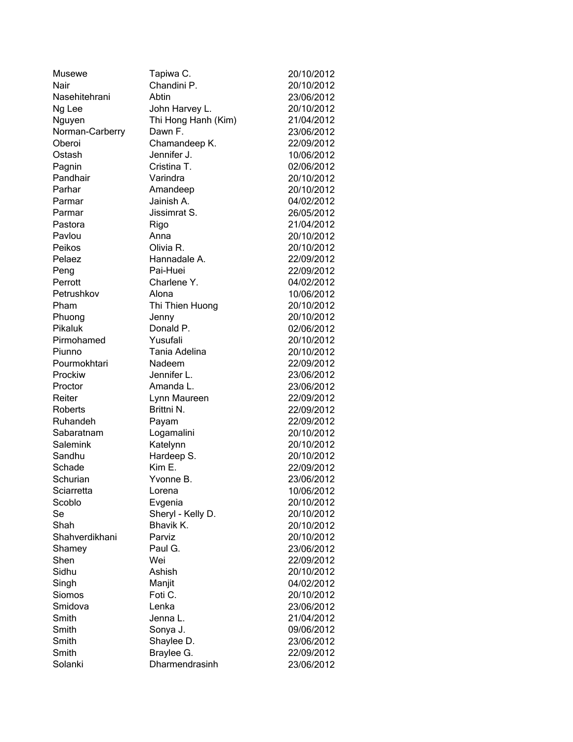| | | |
|---|---|---|
| Musewe | Tapiwa C. | 20/10/2012 |
| Nair | Chandini P. | 20/10/2012 |
| Nasehitehrani | Abtin | 23/06/2012 |
| Ng Lee | John Harvey L. | 20/10/2012 |
| Nguyen | Thi Hong Hanh (Kim) | 21/04/2012 |
| Norman-Carberry | Dawn F. | 23/06/2012 |
| Oberoi | Chamandeep K. | 22/09/2012 |
| Ostash | Jennifer J. | 10/06/2012 |
| Pagnin | Cristina T. | 02/06/2012 |
| Pandhair | Varindra | 20/10/2012 |
| Parhar | Amandeep | 20/10/2012 |
| Parmar | Jainish A. | 04/02/2012 |
| Parmar | Jissimrat S. | 26/05/2012 |
| Pastora | Rigo | 21/04/2012 |
| Pavlou | Anna | 20/10/2012 |
| Peikos | Olivia R. | 20/10/2012 |
| Pelaez | Hannadale A. | 22/09/2012 |
| Peng | Pai-Huei | 22/09/2012 |
| Perrott | Charlene Y. | 04/02/2012 |
| Petrushkov | Alona | 10/06/2012 |
| Pham | Thi Thien Huong | 20/10/2012 |
| Phuong | Jenny | 20/10/2012 |
| Pikaluk | Donald P. | 02/06/2012 |
| Pirmohamed | Yusufali | 20/10/2012 |
| Piunno | Tania Adelina | 20/10/2012 |
| Pourmokhtari | Nadeem | 22/09/2012 |
| Prockiw | Jennifer L. | 23/06/2012 |
| Proctor | Amanda L. | 23/06/2012 |
| Reiter | Lynn Maureen | 22/09/2012 |
| Roberts | Brittni N. | 22/09/2012 |
| Ruhandeh | Payam | 22/09/2012 |
| Sabaratnam | Logamalini | 20/10/2012 |
| Salemink | Katelynn | 20/10/2012 |
| Sandhu | Hardeep S. | 20/10/2012 |
| Schade | Kim E. | 22/09/2012 |
| Schurian | Yvonne B. | 23/06/2012 |
| Sciarretta | Lorena | 10/06/2012 |
| Scoblo | Evgenia | 20/10/2012 |
| Se | Sheryl - Kelly D. | 20/10/2012 |
| Shah | Bhavik K. | 20/10/2012 |
| Shahverdikhani | Parviz | 20/10/2012 |
| Shamey | Paul G. | 23/06/2012 |
| Shen | Wei | 22/09/2012 |
| Sidhu | Ashish | 20/10/2012 |
| Singh | Manjit | 04/02/2012 |
| Siomos | Foti C. | 20/10/2012 |
| Smidova | Lenka | 23/06/2012 |
| Smith | Jenna L. | 21/04/2012 |
| Smith | Sonya J. | 09/06/2012 |
| Smith | Shaylee D. | 23/06/2012 |
| Smith | Braylee G. | 22/09/2012 |
| Solanki | Dharmendrasinh | 23/06/2012 |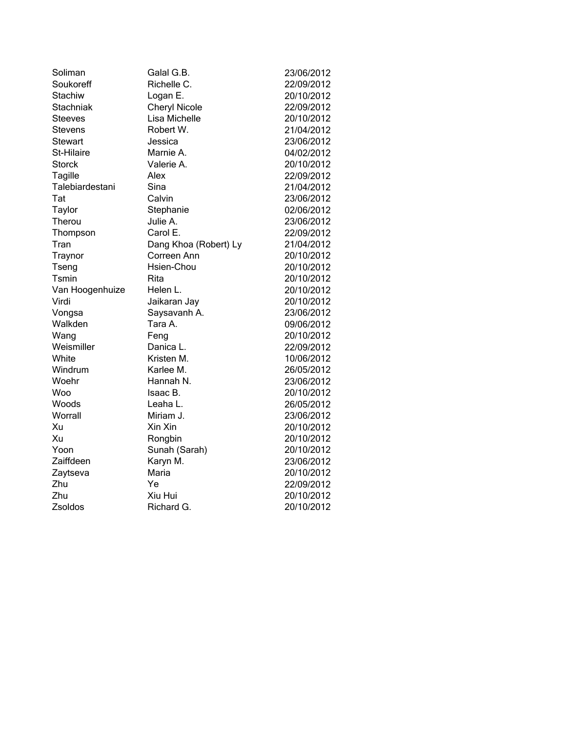| | | |
|---|---|---|
| Soliman | Galal G.B. | 23/06/2012 |
| Soukoreff | Richelle C. | 22/09/2012 |
| Stachiw | Logan E. | 20/10/2012 |
| Stachniak | Cheryl Nicole | 22/09/2012 |
| Steeves | Lisa Michelle | 20/10/2012 |
| Stevens | Robert W. | 21/04/2012 |
| Stewart | Jessica | 23/06/2012 |
| St-Hilaire | Marnie A. | 04/02/2012 |
| Storck | Valerie A. | 20/10/2012 |
| Tagille | Alex | 22/09/2012 |
| Talebiardestani | Sina | 21/04/2012 |
| Tat | Calvin | 23/06/2012 |
| Taylor | Stephanie | 02/06/2012 |
| Therou | Julie A. | 23/06/2012 |
| Thompson | Carol E. | 22/09/2012 |
| Tran | Dang Khoa (Robert) Ly | 21/04/2012 |
| Traynor | Correen Ann | 20/10/2012 |
| Tseng | Hsien-Chou | 20/10/2012 |
| Tsmin | Rita | 20/10/2012 |
| Van Hoogenhuize | Helen L. | 20/10/2012 |
| Virdi | Jaikaran Jay | 20/10/2012 |
| Vongsa | Saysavanh A. | 23/06/2012 |
| Walkden | Tara A. | 09/06/2012 |
| Wang | Feng | 20/10/2012 |
| Weismiller | Danica L. | 22/09/2012 |
| White | Kristen M. | 10/06/2012 |
| Windrum | Karlee M. | 26/05/2012 |
| Woehr | Hannah N. | 23/06/2012 |
| Woo | Isaac B. | 20/10/2012 |
| Woods | Leaha L. | 26/05/2012 |
| Worrall | Miriam J. | 23/06/2012 |
| Xu | Xin Xin | 20/10/2012 |
| Xu | Rongbin | 20/10/2012 |
| Yoon | Sunah (Sarah) | 20/10/2012 |
| Zaiffdeen | Karyn M. | 23/06/2012 |
| Zaytseva | Maria | 20/10/2012 |
| Zhu | Ye | 22/09/2012 |
| Zhu | Xiu Hui | 20/10/2012 |
| Zsoldos | Richard G. | 20/10/2012 |